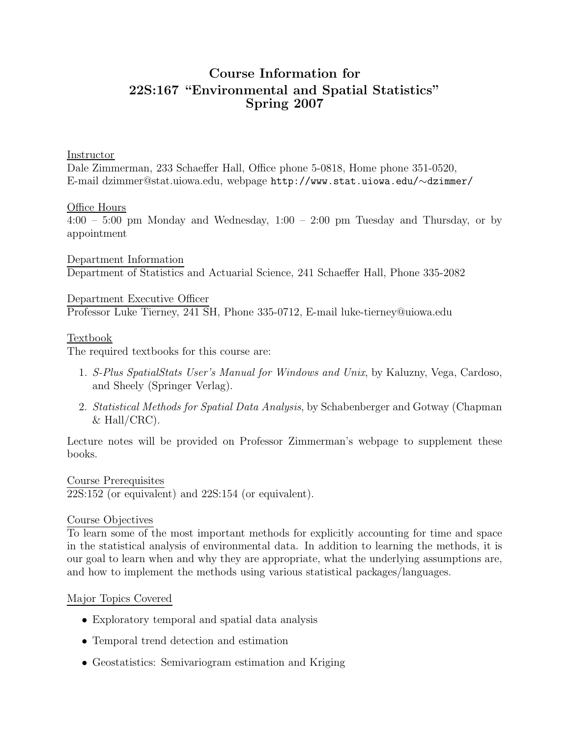# Course Information for 22S:167 "Environmental and Spatial Statistics" Spring 2007

## Instructor

Dale Zimmerman, 233 Schaeffer Hall, Office phone 5-0818, Home phone 351-0520, E-mail dzimmer@stat.uiowa.edu, webpage `http://www.stat.uiowa.edu/~dzimmer/`

## Office Hours

4:00 – 5:00 pm Monday and Wednesday, 1:00 – 2:00 pm Tuesday and Thursday, or by appointment

## Department Information

Department of Statistics and Actuarial Science, 241 Schaeffer Hall, Phone 335-2082

## Department Executive Officer

Professor Luke Tierney, 241 SH, Phone 335-0712, E-mail luke-tierney@uiowa.edu

## Textbook

The required textbooks for this course are:

1. *S-Plus SpatialStats User's Manual for Windows and Unix*, by Kaluzny, Vega, Cardoso, and Sheely (Springer Verlag).
2. *Statistical Methods for Spatial Data Analysis*, by Schabenberger and Gotway (Chapman & Hall/CRC).

Lecture notes will be provided on Professor Zimmerman's webpage to supplement these books.

## Course Prerequisites

22S:152 (or equivalent) and 22S:154 (or equivalent).

## Course Objectives

To learn some of the most important methods for explicitly accounting for time and space in the statistical analysis of environmental data. In addition to learning the methods, it is our goal to learn when and why they are appropriate, what the underlying assumptions are, and how to implement the methods using various statistical packages/languages.

## Major Topics Covered

- Exploratory temporal and spatial data analysis
- Temporal trend detection and estimation
- Geostatistics: Semivariogram estimation and Kriging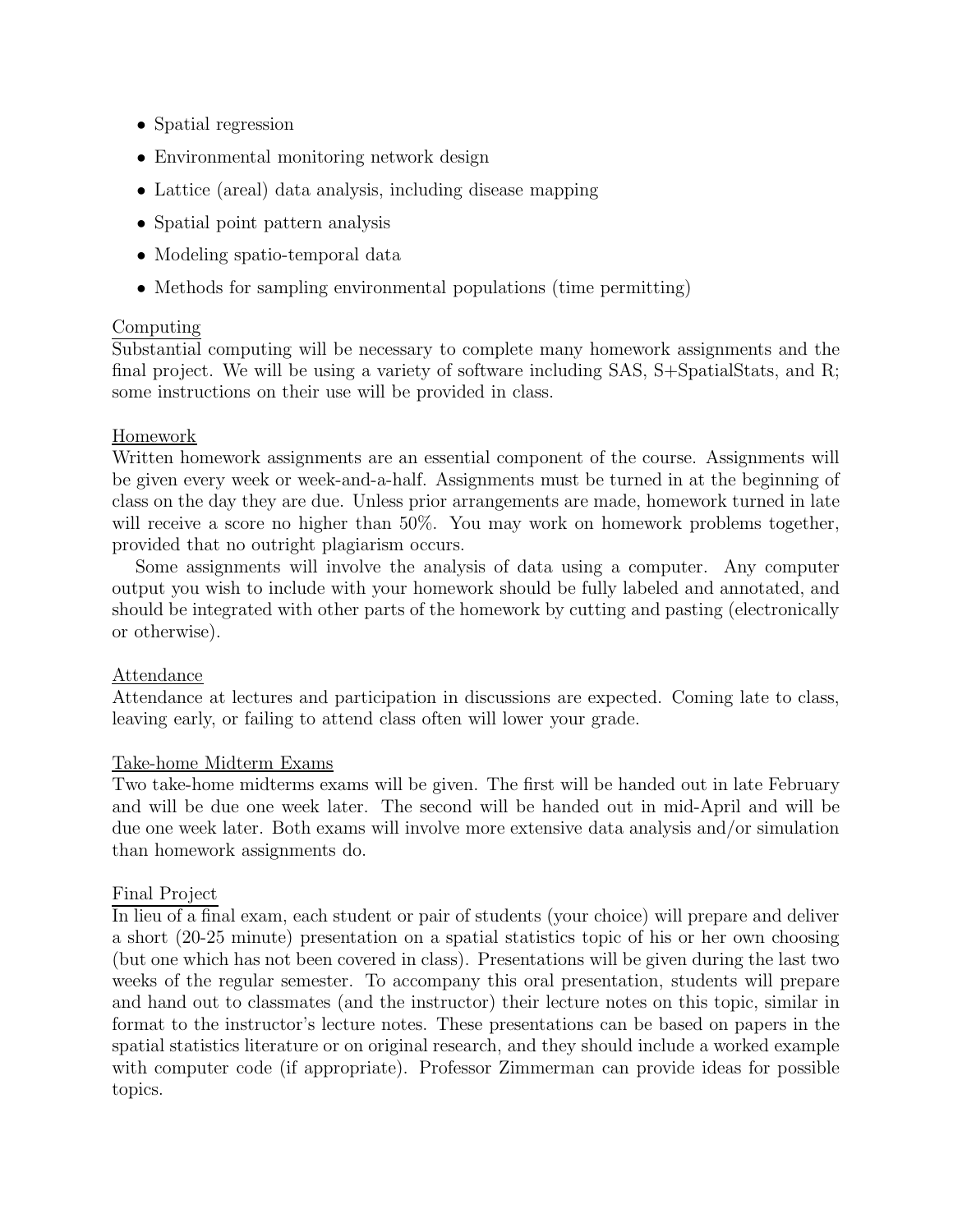- Spatial regression
- Environmental monitoring network design
- Lattice (areal) data analysis, including disease mapping
- Spatial point pattern analysis
- Modeling spatio-temporal data
- Methods for sampling environmental populations (time permitting)

<u>Computing</u>
Substantial computing will be necessary to complete many homework assignments and the final project. We will be using a variety of software including SAS, S+SpatialStats, and R; some instructions on their use will be provided in class.

<u>Homework</u>
Written homework assignments are an essential component of the course. Assignments will be given every week or week-and-a-half. Assignments must be turned in at the beginning of class on the day they are due. Unless prior arrangements are made, homework turned in late will receive a score no higher than 50%. You may work on homework problems together, provided that no outright plagiarism occurs.

Some assignments will involve the analysis of data using a computer. Any computer output you wish to include with your homework should be fully labeled and annotated, and should be integrated with other parts of the homework by cutting and pasting (electronically or otherwise).

<u>Attendance</u>
Attendance at lectures and participation in discussions are expected. Coming late to class, leaving early, or failing to attend class often will lower your grade.

<u>Take-home Midterm Exams</u>
Two take-home midterms exams will be given. The first will be handed out in late February and will be due one week later. The second will be handed out in mid-April and will be due one week later. Both exams will involve more extensive data analysis and/or simulation than homework assignments do.

<u>Final Project</u>
In lieu of a final exam, each student or pair of students (your choice) will prepare and deliver a short (20-25 minute) presentation on a spatial statistics topic of his or her own choosing (but one which has not been covered in class). Presentations will be given during the last two weeks of the regular semester. To accompany this oral presentation, students will prepare and hand out to classmates (and the instructor) their lecture notes on this topic, similar in format to the instructor's lecture notes. These presentations can be based on papers in the spatial statistics literature or on original research, and they should include a worked example with computer code (if appropriate). Professor Zimmerman can provide ideas for possible topics.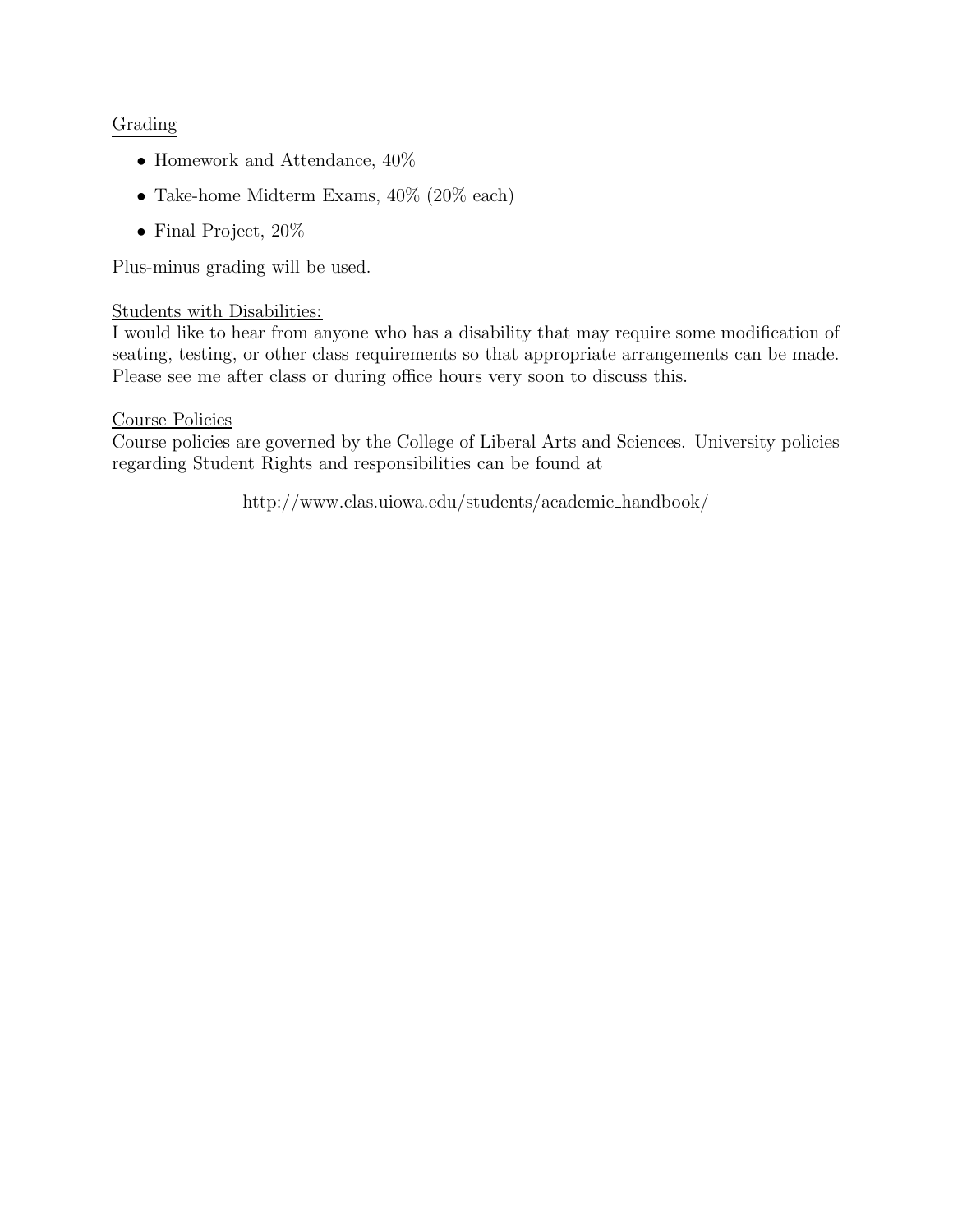## Grading

- Homework and Attendance, 40%
- Take-home Midterm Exams, 40% (20% each)
- Final Project, 20%

Plus-minus grading will be used.

## Students with Disabilities:

I would like to hear from anyone who has a disability that may require some modification of seating, testing, or other class requirements so that appropriate arrangements can be made. Please see me after class or during office hours very soon to discuss this.

## Course Policies

Course policies are governed by the College of Liberal Arts and Sciences. University policies regarding Student Rights and responsibilities can be found at

http://www.clas.uiowa.edu/students/academic_handbook/